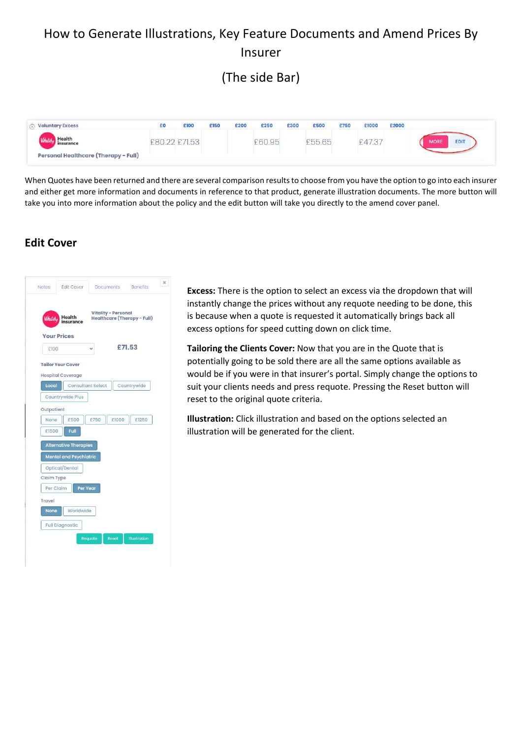# How to Generate Illustrations, Key Feature Documents and Amend Prices By Insurer

# (The side Bar)

| Voluntary Excess | £0 | £100 | £150 | £200 | £250 | £300 | £500 | £750 | £1000 | £2000 | |
|---|---|---|---|---|---|---|---|---|---|---|---|
| Vitality Health insurance Personal Healthcare (Therapy - Full) | £80.22 | £71.53 | | | £60.95 | | £55.65 | | £47.37 | | MORE EDIT |

When Quotes have been returned and there are several comparison results to choose from you have the option to go into each insurer and either get more information and documents in reference to that product, generate illustration documents. The more button will take you into more information about the policy and the edit button will take you directly to the amend cover panel.

## Edit Cover

Notes | Edit Cover | Documents | Benefits

Vitality Health insurance — Vitality - Personal Healthcare (Therapy - Full)

**Your Prices**

£100 — £71.53

**Tailor Your Cover**

Hospital Coverage: Local | Consultant Select | Countrywide | Countrywide Plus

Outpatient: None | £500 | £750 | £1000 | £1250 | £1500 | Full

Alternative Therapies

Mental and Psychiatric

Optical/Dental

Claim Type: Per Claim | Per Year

Travel: None | Worldwide

Full Diagnostic

Requote | Reset | Illustration

**Excess:** There is the option to select an excess via the dropdown that will instantly change the prices without any requote needing to be done, this is because when a quote is requested it automatically brings back all excess options for speed cutting down on click time.

**Tailoring the Clients Cover:** Now that you are in the Quote that is potentially going to be sold there are all the same options available as would be if you were in that insurer's portal. Simply change the options to suit your clients needs and press requote. Pressing the Reset button will reset to the original quote criteria.

**Illustration:** Click illustration and based on the options selected an illustration will be generated for the client.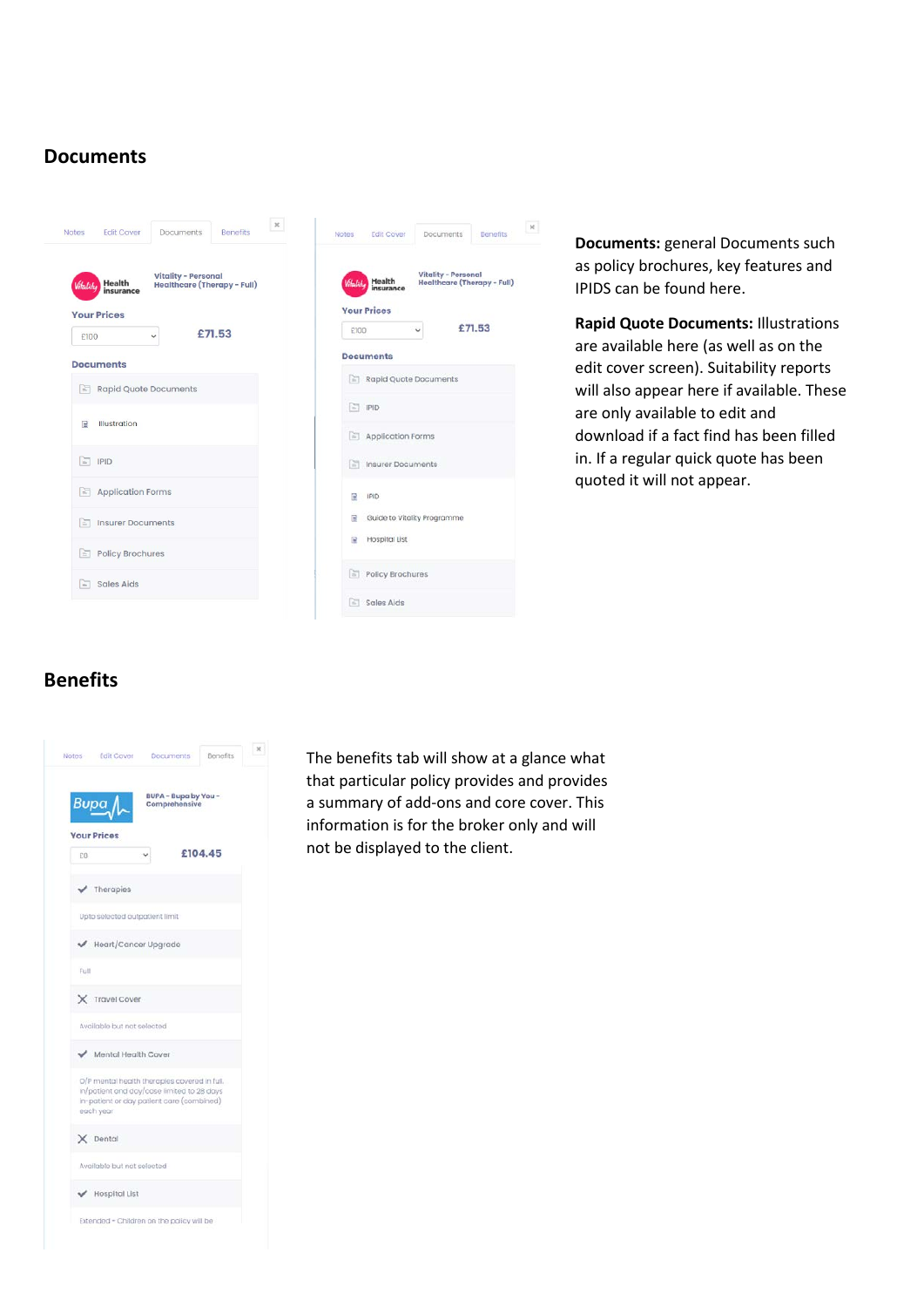## Documents

**Documents:** general Documents such as policy brochures, key features and IPIDS can be found here.

**Rapid Quote Documents:** Illustrations are available here (as well as on the edit cover screen). Suitability reports will also appear here if available. These are only available to edit and download if a fact find has been filled in. If a regular quick quote has been quoted it will not appear.

## Benefits

The benefits tab will show at a glance what that particular policy provides and provides a summary of add-ons and core cover. This information is for the broker only and will not be displayed to the client.